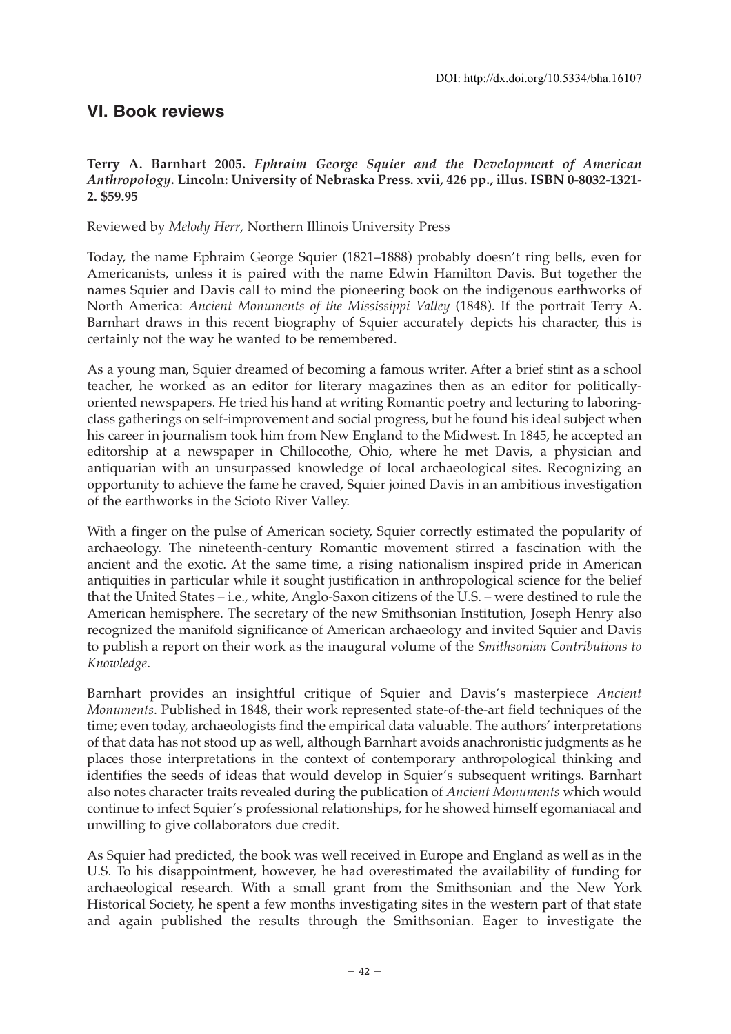DOI: http://dx.doi.org/10.5334/bha.16107

## VI. Book reviews

**Terry A. Barnhart 2005. *Ephraim George Squier and the Development of American Anthropology*. Lincoln: University of Nebraska Press. xvii, 426 pp., illus. ISBN 0-8032-1321-2. $59.95**

Reviewed by *Melody Herr*, Northern Illinois University Press

Today, the name Ephraim George Squier (1821–1888) probably doesn't ring bells, even for Americanists, unless it is paired with the name Edwin Hamilton Davis. But together the names Squier and Davis call to mind the pioneering book on the indigenous earthworks of North America: *Ancient Monuments of the Mississippi Valley* (1848). If the portrait Terry A. Barnhart draws in this recent biography of Squier accurately depicts his character, this is certainly not the way he wanted to be remembered.

As a young man, Squier dreamed of becoming a famous writer. After a brief stint as a school teacher, he worked as an editor for literary magazines then as an editor for politically-oriented newspapers. He tried his hand at writing Romantic poetry and lecturing to laboring-class gatherings on self-improvement and social progress, but he found his ideal subject when his career in journalism took him from New England to the Midwest. In 1845, he accepted an editorship at a newspaper in Chillocothe, Ohio, where he met Davis, a physician and antiquarian with an unsurpassed knowledge of local archaeological sites. Recognizing an opportunity to achieve the fame he craved, Squier joined Davis in an ambitious investigation of the earthworks in the Scioto River Valley.

With a finger on the pulse of American society, Squier correctly estimated the popularity of archaeology. The nineteenth-century Romantic movement stirred a fascination with the ancient and the exotic. At the same time, a rising nationalism inspired pride in American antiquities in particular while it sought justification in anthropological science for the belief that the United States – i.e., white, Anglo-Saxon citizens of the U.S. – were destined to rule the American hemisphere. The secretary of the new Smithsonian Institution, Joseph Henry also recognized the manifold significance of American archaeology and invited Squier and Davis to publish a report on their work as the inaugural volume of the *Smithsonian Contributions to Knowledge*.

Barnhart provides an insightful critique of Squier and Davis's masterpiece *Ancient Monuments*. Published in 1848, their work represented state-of-the-art field techniques of the time; even today, archaeologists find the empirical data valuable. The authors' interpretations of that data has not stood up as well, although Barnhart avoids anachronistic judgments as he places those interpretations in the context of contemporary anthropological thinking and identifies the seeds of ideas that would develop in Squier's subsequent writings. Barnhart also notes character traits revealed during the publication of *Ancient Monuments* which would continue to infect Squier's professional relationships, for he showed himself egomaniacal and unwilling to give collaborators due credit.

As Squier had predicted, the book was well received in Europe and England as well as in the U.S. To his disappointment, however, he had overestimated the availability of funding for archaeological research. With a small grant from the Smithsonian and the New York Historical Society, he spent a few months investigating sites in the western part of that state and again published the results through the Smithsonian. Eager to investigate the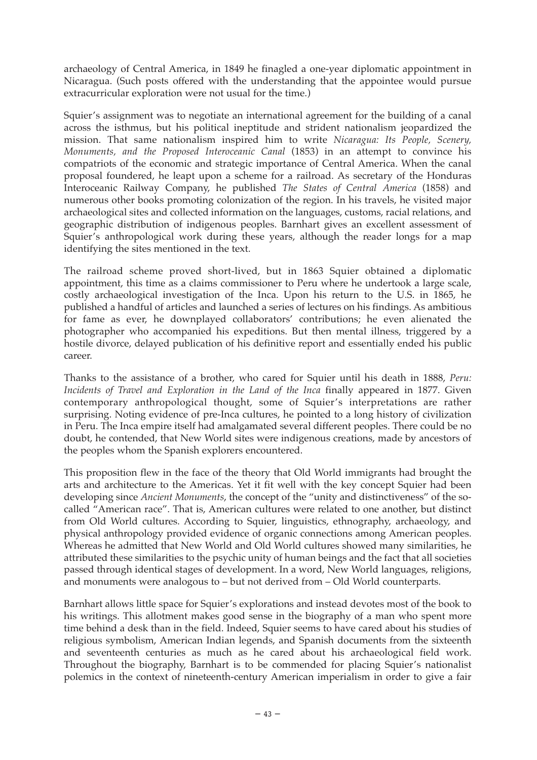archaeology of Central America, in 1849 he finagled a one-year diplomatic appointment in Nicaragua. (Such posts offered with the understanding that the appointee would pursue extracurricular exploration were not usual for the time.)

Squier's assignment was to negotiate an international agreement for the building of a canal across the isthmus, but his political ineptitude and strident nationalism jeopardized the mission. That same nationalism inspired him to write *Nicaragua: Its People, Scenery, Monuments, and the Proposed Interoceanic Canal* (1853) in an attempt to convince his compatriots of the economic and strategic importance of Central America. When the canal proposal foundered, he leapt upon a scheme for a railroad. As secretary of the Honduras Interoceanic Railway Company, he published *The States of Central America* (1858) and numerous other books promoting colonization of the region. In his travels, he visited major archaeological sites and collected information on the languages, customs, racial relations, and geographic distribution of indigenous peoples. Barnhart gives an excellent assessment of Squier's anthropological work during these years, although the reader longs for a map identifying the sites mentioned in the text.

The railroad scheme proved short-lived, but in 1863 Squier obtained a diplomatic appointment, this time as a claims commissioner to Peru where he undertook a large scale, costly archaeological investigation of the Inca. Upon his return to the U.S. in 1865, he published a handful of articles and launched a series of lectures on his findings. As ambitious for fame as ever, he downplayed collaborators' contributions; he even alienated the photographer who accompanied his expeditions. But then mental illness, triggered by a hostile divorce, delayed publication of his definitive report and essentially ended his public career.

Thanks to the assistance of a brother, who cared for Squier until his death in 1888, *Peru: Incidents of Travel and Exploration in the Land of the Inca* finally appeared in 1877. Given contemporary anthropological thought, some of Squier's interpretations are rather surprising. Noting evidence of pre-Inca cultures, he pointed to a long history of civilization in Peru. The Inca empire itself had amalgamated several different peoples. There could be no doubt, he contended, that New World sites were indigenous creations, made by ancestors of the peoples whom the Spanish explorers encountered.

This proposition flew in the face of the theory that Old World immigrants had brought the arts and architecture to the Americas. Yet it fit well with the key concept Squier had been developing since *Ancient Monuments*, the concept of the "unity and distinctiveness" of the so-called "American race". That is, American cultures were related to one another, but distinct from Old World cultures. According to Squier, linguistics, ethnography, archaeology, and physical anthropology provided evidence of organic connections among American peoples. Whereas he admitted that New World and Old World cultures showed many similarities, he attributed these similarities to the psychic unity of human beings and the fact that all societies passed through identical stages of development. In a word, New World languages, religions, and monuments were analogous to – but not derived from – Old World counterparts.

Barnhart allows little space for Squier's explorations and instead devotes most of the book to his writings. This allotment makes good sense in the biography of a man who spent more time behind a desk than in the field. Indeed, Squier seems to have cared about his studies of religious symbolism, American Indian legends, and Spanish documents from the sixteenth and seventeenth centuries as much as he cared about his archaeological field work. Throughout the biography, Barnhart is to be commended for placing Squier's nationalist polemics in the context of nineteenth-century American imperialism in order to give a fair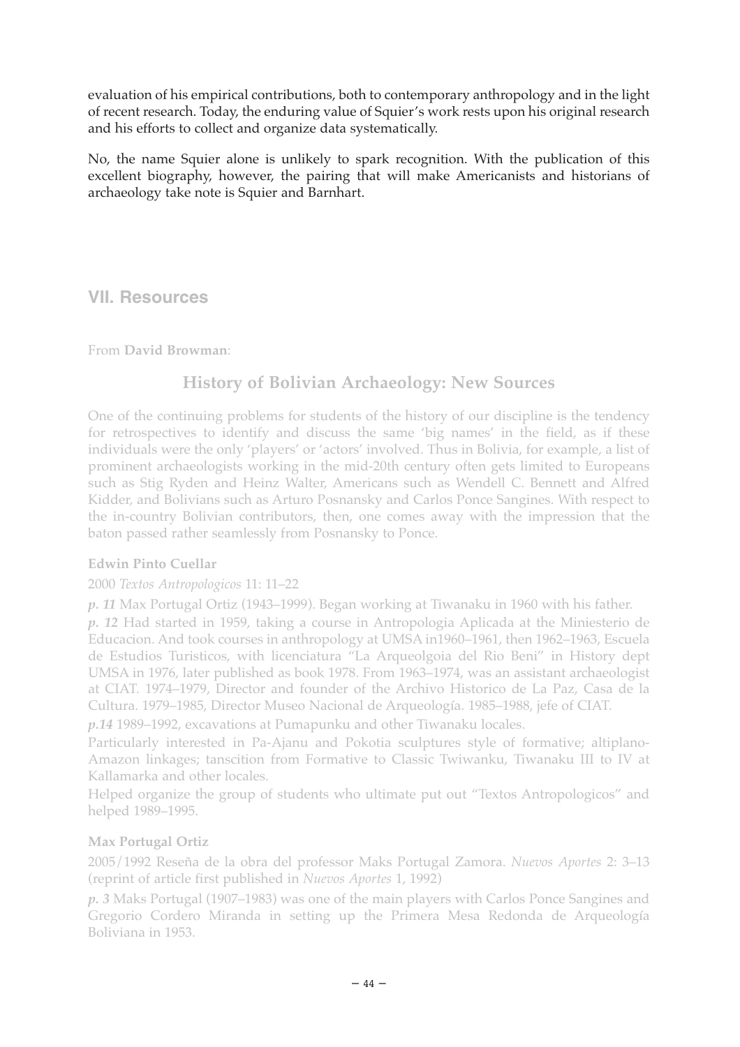evaluation of his empirical contributions, both to contemporary anthropology and in the light of recent research. Today, the enduring value of Squier's work rests upon his original research and his efforts to collect and organize data systematically.

No, the name Squier alone is unlikely to spark recognition. With the publication of this excellent biography, however, the pairing that will make Americanists and historians of archaeology take note is Squier and Barnhart.

## VII. Resources

From **David Browman**:

### History of Bolivian Archaeology: New Sources

One of the continuing problems for students of the history of our discipline is the tendency for retrospectives to identify and discuss the same 'big names' in the field, as if these individuals were the only 'players' or 'actors' involved. Thus in Bolivia, for example, a list of prominent archaeologists working in the mid-20th century often gets limited to Europeans such as Stig Ryden and Heinz Walter, Americans such as Wendell C. Bennett and Alfred Kidder, and Bolivians such as Arturo Posnansky and Carlos Ponce Sangines. With respect to the in-country Bolivian contributors, then, one comes away with the impression that the baton passed rather seamlessly from Posnansky to Ponce.

**Edwin Pinto Cuellar**

2000 *Textos Antropologicos* 11: 11–22

***p. 11*** Max Portugal Ortiz (1943–1999). Began working at Tiwanaku in 1960 with his father.

***p. 12*** Had started in 1959, taking a course in Antropologia Aplicada at the Miniesterio de Educacion. And took courses in anthropology at UMSA in1960–1961, then 1962–1963, Escuela de Estudios Turisticos, with licenciatura "La Arqueolgoia del Rio Beni" in History dept UMSA in 1976, later published as book 1978. From 1963–1974, was an assistant archaeologist at CIAT. 1974–1979, Director and founder of the Archivo Historico de La Paz, Casa de la Cultura. 1979–1985, Director Museo Nacional de Arqueología. 1985–1988, jefe of CIAT.

***p.14*** 1989–1992, excavations at Pumapunku and other Tiwanaku locales.

Particularly interested in Pa-Ajanu and Pokotia sculptures style of formative; altiplano-Amazon linkages; tanscition from Formative to Classic Twiwanku, Tiwanaku III to IV at Kallamarka and other locales.

Helped organize the group of students who ultimate put out "Textos Antropologicos" and helped 1989–1995.

**Max Portugal Ortiz**

2005/1992 Reseña de la obra del professor Maks Portugal Zamora. *Nuevos Aportes* 2: 3–13 (reprint of article first published in *Nuevos Aportes* 1, 1992)

***p. 3*** Maks Portugal (1907–1983) was one of the main players with Carlos Ponce Sangines and Gregorio Cordero Miranda in setting up the Primera Mesa Redonda de Arqueología Boliviana in 1953.